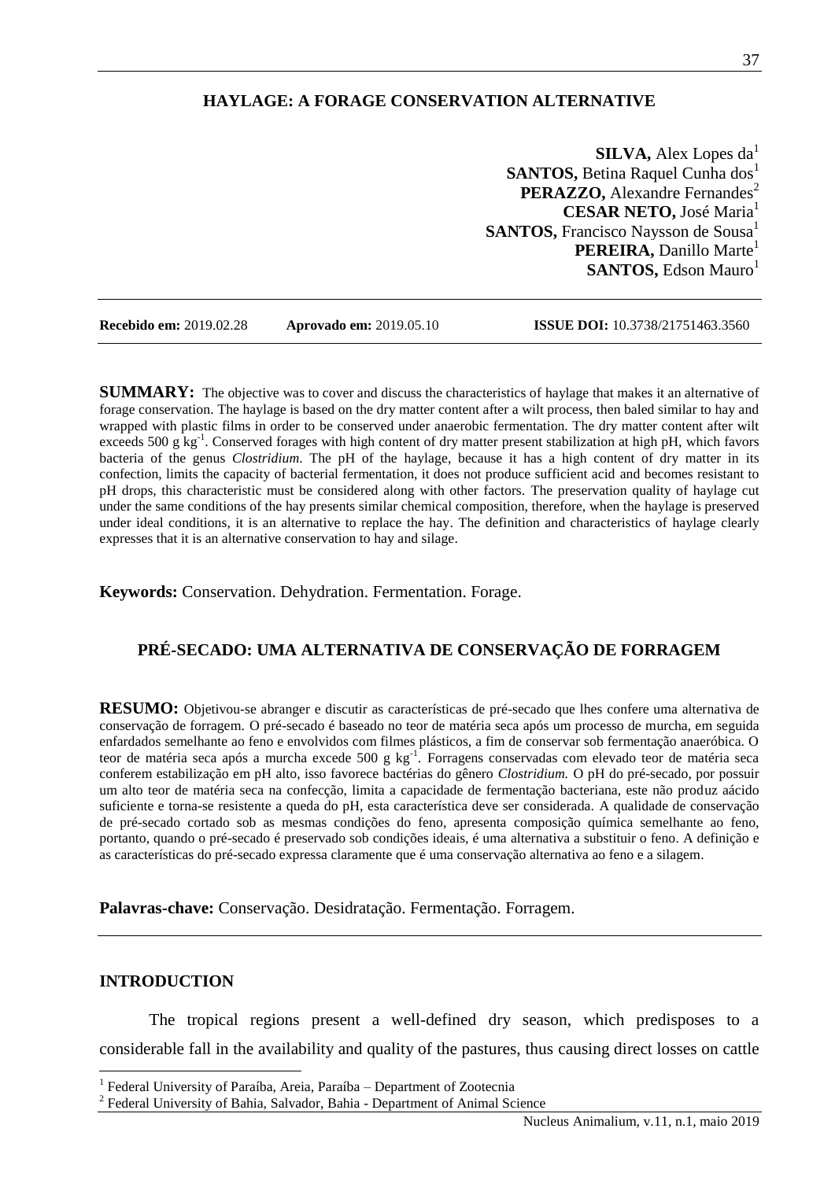# HAYLAGE: A FORAGE CONSERVATION ALTERNATIVE

**SILVA,** Alex Lopes da[1]
**SANTOS,** Betina Raquel Cunha dos[1]
**PERAZZO,** Alexandre Fernandes[2]
**CESAR NETO,** José Maria[1]
**SANTOS,** Francisco Naysson de Sousa[1]
**PEREIRA,** Danillo Marte[1]
**SANTOS,** Edson Mauro[1]

**Recebido em:** 2019.02.28 **Aprovado em:** 2019.05.10 **ISSUE DOI:** 10.3738/21751463.3560

**SUMMARY:** The objective was to cover and discuss the characteristics of haylage that makes it an alternative of forage conservation. The haylage is based on the dry matter content after a wilt process, then baled similar to hay and wrapped with plastic films in order to be conserved under anaerobic fermentation. The dry matter content after wilt exceeds 500 g $kg^{-1}$. Conserved forages with high content of dry matter present stabilization at high pH, which favors bacteria of the genus *Clostridium*. The pH of the haylage, because it has a high content of dry matter in its confection, limits the capacity of bacterial fermentation, it does not produce sufficient acid and becomes resistant to pH drops, this characteristic must be considered along with other factors. The preservation quality of haylage cut under the same conditions of the hay presents similar chemical composition, therefore, when the haylage is preserved under ideal conditions, it is an alternative to replace the hay. The definition and characteristics of haylage clearly expresses that it is an alternative conservation to hay and silage.

**Keywords:** Conservation. Dehydration. Fermentation. Forage.

# PRÉ-SECADO: UMA ALTERNATIVA DE CONSERVAÇÃO DE FORRAGEM

**RESUMO:** Objetivou-se abranger e discutir as características de pré-secado que lhes confere uma alternativa de conservação de forragem. O pré-secado é baseado no teor de matéria seca após um processo de murcha, em seguida enfardados semelhante ao feno e envolvidos com filmes plásticos, a fim de conservar sob fermentação anaeróbica. O teor de matéria seca após a murcha excede 500 g $kg^{-1}$. Forragens conservadas com elevado teor de matéria seca conferem estabilização em pH alto, isso favorece bactérias do gênero *Clostridium.* O pH do pré-secado, por possuir um alto teor de matéria seca na confecção, limita a capacidade de fermentação bacteriana, este não produz aácido suficiente e torna-se resistente a queda do pH, esta característica deve ser considerada. A qualidade de conservação de pré-secado cortado sob as mesmas condições do feno, apresenta composição química semelhante ao feno, portanto, quando o pré-secado é preservado sob condições ideais, é uma alternativa a substituir o feno. A definição e as características do pré-secado expressa claramente que é uma conservação alternativa ao feno e a silagem.

**Palavras-chave:** Conservação. Desidratação. Fermentação. Forragem.

## INTRODUCTION

The tropical regions present a well-defined dry season, which predisposes to a considerable fall in the availability and quality of the pastures, thus causing direct losses on cattle

[1] Federal University of Paraíba, Areia, Paraíba – Department of Zootecnia
[2] Federal University of Bahia, Salvador, Bahia - Department of Animal Science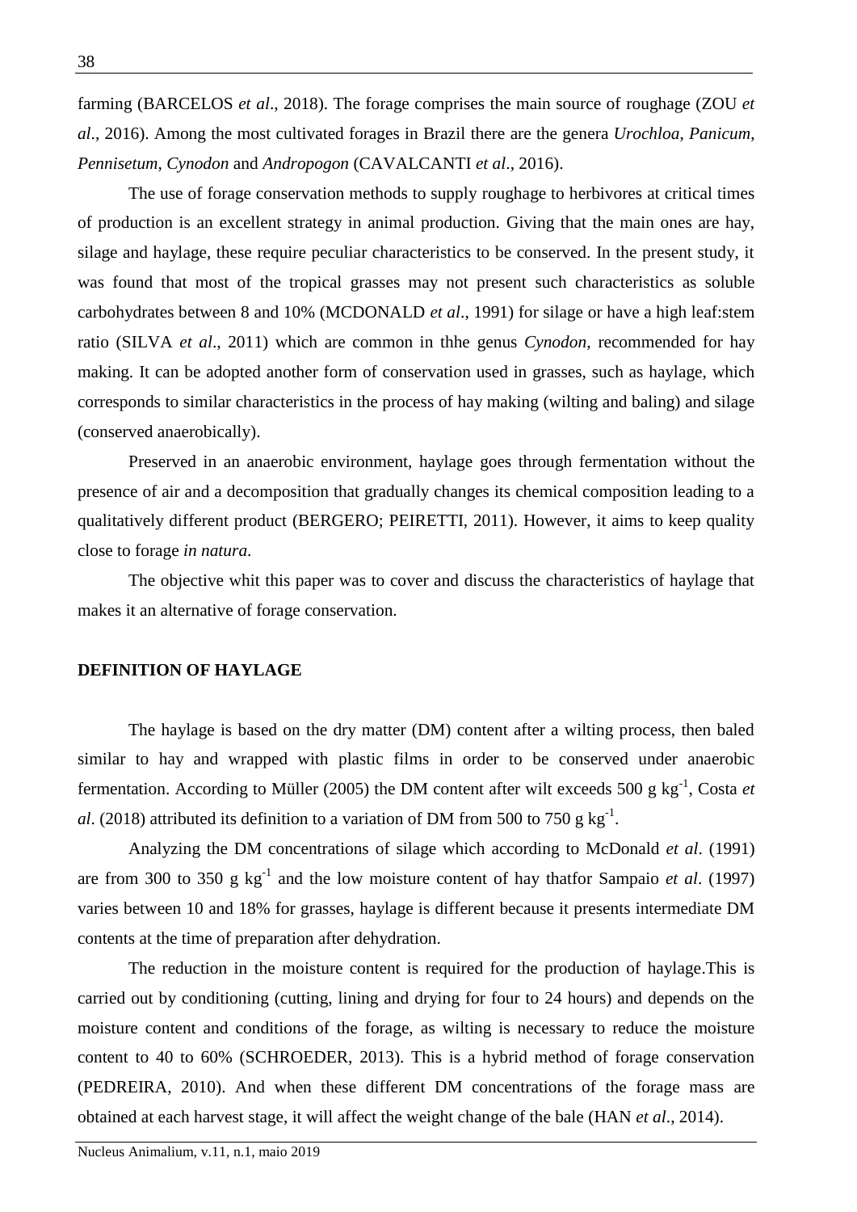farming (BARCELOS *et al*., 2018). The forage comprises the main source of roughage (ZOU *et al*., 2016). Among the most cultivated forages in Brazil there are the genera *Urochloa*, *Panicum*, *Pennisetum*, *Cynodon* and *Andropogon* (CAVALCANTI *et al*., 2016).

The use of forage conservation methods to supply roughage to herbivores at critical times of production is an excellent strategy in animal production. Giving that the main ones are hay, silage and haylage, these require peculiar characteristics to be conserved. In the present study, it was found that most of the tropical grasses may not present such characteristics as soluble carbohydrates between 8 and 10% (MCDONALD *et al*., 1991) for silage or have a high leaf:stem ratio (SILVA *et al*., 2011) which are common in thhe genus *Cynodon*, recommended for hay making. It can be adopted another form of conservation used in grasses, such as haylage, which corresponds to similar characteristics in the process of hay making (wilting and baling) and silage (conserved anaerobically).

Preserved in an anaerobic environment, haylage goes through fermentation without the presence of air and a decomposition that gradually changes its chemical composition leading to a qualitatively different product (BERGERO; PEIRETTI, 2011). However, it aims to keep quality close to forage *in natura*.

The objective whit this paper was to cover and discuss the characteristics of haylage that makes it an alternative of forage conservation.

## DEFINITION OF HAYLAGE

The haylage is based on the dry matter (DM) content after a wilting process, then baled similar to hay and wrapped with plastic films in order to be conserved under anaerobic fermentation. According to Müller (2005) the DM content after wilt exceeds 500 g $kg^{-1}$, Costa *et al*. (2018) attributed its definition to a variation of DM from 500 to 750 g $kg^{-1}$.

Analyzing the DM concentrations of silage which according to McDonald *et al*. (1991) are from 300 to 350 g $kg^{-1}$ and the low moisture content of hay thatfor Sampaio *et al*. (1997) varies between 10 and 18% for grasses, haylage is different because it presents intermediate DM contents at the time of preparation after dehydration.

The reduction in the moisture content is required for the production of haylage.This is carried out by conditioning (cutting, lining and drying for four to 24 hours) and depends on the moisture content and conditions of the forage, as wilting is necessary to reduce the moisture content to 40 to 60% (SCHROEDER, 2013). This is a hybrid method of forage conservation (PEDREIRA, 2010). And when these different DM concentrations of the forage mass are obtained at each harvest stage, it will affect the weight change of the bale (HAN *et al*., 2014).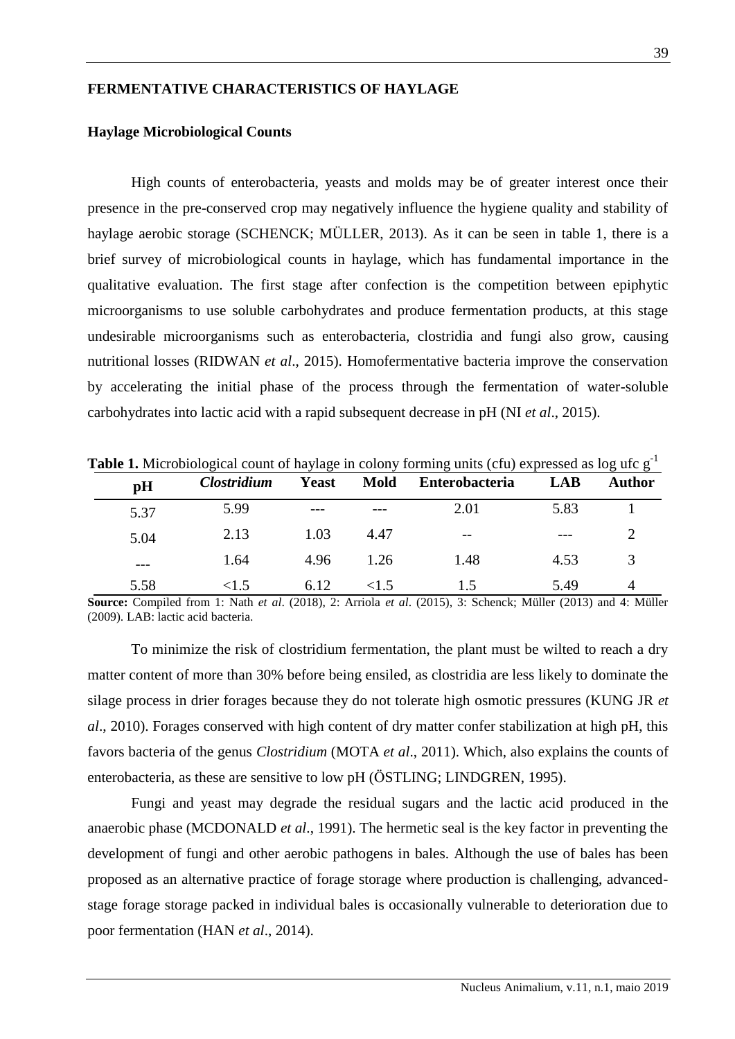## FERMENTATIVE CHARACTERISTICS OF HAYLAGE

### Haylage Microbiological Counts

High counts of enterobacteria, yeasts and molds may be of greater interest once their presence in the pre-conserved crop may negatively influence the hygiene quality and stability of haylage aerobic storage (SCHENCK; MÜLLER, 2013). As it can be seen in table 1, there is a brief survey of microbiological counts in haylage, which has fundamental importance in the qualitative evaluation. The first stage after confection is the competition between epiphytic microorganisms to use soluble carbohydrates and produce fermentation products, at this stage undesirable microorganisms such as enterobacteria, clostridia and fungi also grow, causing nutritional losses (RIDWAN *et al*., 2015). Homofermentative bacteria improve the conservation by accelerating the initial phase of the process through the fermentation of water-soluble carbohydrates into lactic acid with a rapid subsequent decrease in pH (NI *et al*., 2015).

**Table 1.** Microbiological count of haylage in colony forming units (cfu) expressed as log ufc $g^{-1}$

| pH | *Clostridium* | Yeast | Mold | Enterobacteria | LAB | Author |
|---|---|---|---|---|---|---|
| 5.37 | 5.99 | --- | --- | 2.01 | 5.83 | 1 |
| 5.04 | 2.13 | 1.03 | 4.47 | -- | --- | 2 |
| --- | 1.64 | 4.96 | 1.26 | 1.48 | 4.53 | 3 |
| 5.58 | <1.5 | 6.12 | <1.5 | 1.5 | 5.49 | 4 |

**Source:** Compiled from 1: Nath *et al*. (2018), 2: Arriola *et al*. (2015), 3: Schenck; Müller (2013) and 4: Müller (2009). LAB: lactic acid bacteria.

To minimize the risk of clostridium fermentation, the plant must be wilted to reach a dry matter content of more than 30% before being ensiled, as clostridia are less likely to dominate the silage process in drier forages because they do not tolerate high osmotic pressures (KUNG JR *et al*., 2010). Forages conserved with high content of dry matter confer stabilization at high pH, this favors bacteria of the genus *Clostridium* (MOTA *et al*., 2011). Which, also explains the counts of enterobacteria, as these are sensitive to low pH (ÖSTLING; LINDGREN, 1995).

Fungi and yeast may degrade the residual sugars and the lactic acid produced in the anaerobic phase (MCDONALD *et al*., 1991). The hermetic seal is the key factor in preventing the development of fungi and other aerobic pathogens in bales. Although the use of bales has been proposed as an alternative practice of forage storage where production is challenging, advanced-stage forage storage packed in individual bales is occasionally vulnerable to deterioration due to poor fermentation (HAN *et al*., 2014).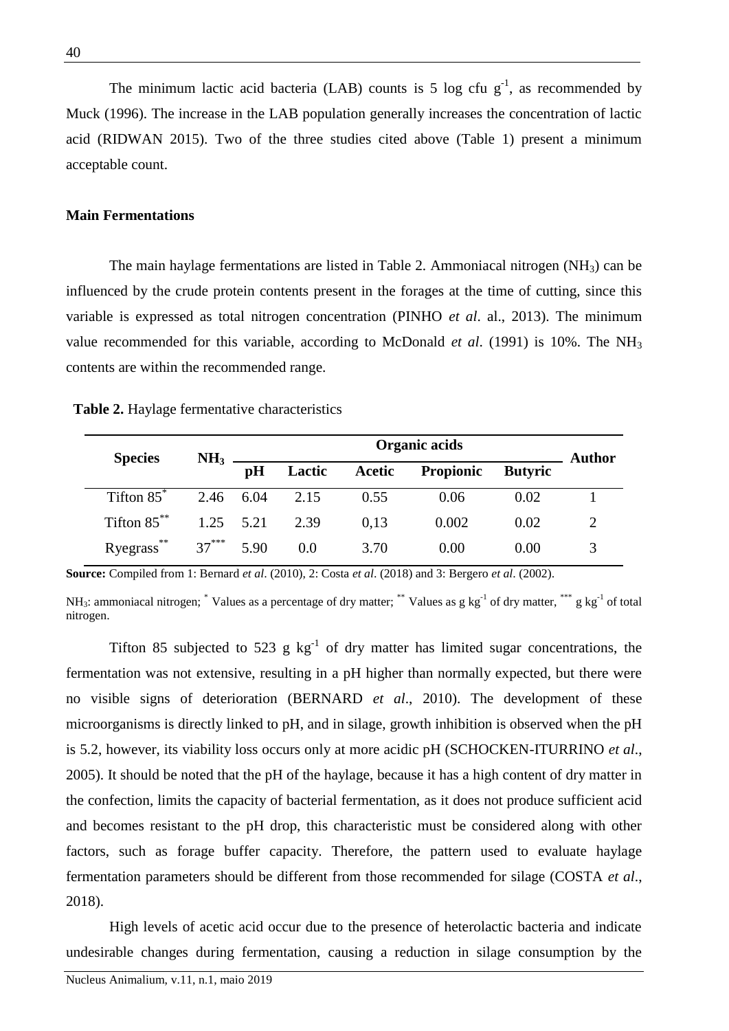The minimum lactic acid bacteria (LAB) counts is 5 log cfu $g^{-1}$, as recommended by Muck (1996). The increase in the LAB population generally increases the concentration of lactic acid (RIDWAN 2015). Two of the three studies cited above (Table 1) present a minimum acceptable count.

**Main Fermentations**

The main haylage fermentations are listed in Table 2. Ammoniacal nitrogen ($NH_3$) can be influenced by the crude protein contents present in the forages at the time of cutting, since this variable is expressed as total nitrogen concentration (PINHO *et al*. al., 2013). The minimum value recommended for this variable, according to McDonald *et al*. (1991) is 10%. The $NH_3$ contents are within the recommended range.

**Table 2.** Haylage fermentative characteristics

| Species | $NH_3$ | Organic acids | | | | | Author |
|---|---|---|---|---|---|---|---|
| | | pH | Lactic | Acetic | Propionic | Butyric | |
| Tifton 85* | 2.46 | 6.04 | 2.15 | 0.55 | 0.06 | 0.02 | 1 |
| Tifton 85** | 1.25 | 5.21 | 2.39 | 0,13 | 0.002 | 0.02 | 2 |
| Ryegrass** | 37*** | 5.90 | 0.0 | 3.70 | 0.00 | 0.00 | 3 |

**Source:** Compiled from 1: Bernard *et al*. (2010), 2: Costa *et al*. (2018) and 3: Bergero *et al*. (2002).

$NH_3$: ammoniacal nitrogen; * Values as a percentage of dry matter; ** Values as g $kg^{-1}$ of dry matter, *** g $kg^{-1}$ of total nitrogen.

Tifton 85 subjected to 523 g $kg^{-1}$ of dry matter has limited sugar concentrations, the fermentation was not extensive, resulting in a pH higher than normally expected, but there were no visible signs of deterioration (BERNARD *et al*., 2010). The development of these microorganisms is directly linked to pH, and in silage, growth inhibition is observed when the pH is 5.2, however, its viability loss occurs only at more acidic pH (SCHOCKEN-ITURRINO *et al*., 2005). It should be noted that the pH of the haylage, because it has a high content of dry matter in the confection, limits the capacity of bacterial fermentation, as it does not produce sufficient acid and becomes resistant to the pH drop, this characteristic must be considered along with other factors, such as forage buffer capacity. Therefore, the pattern used to evaluate haylage fermentation parameters should be different from those recommended for silage (COSTA *et al*., 2018).

High levels of acetic acid occur due to the presence of heterolactic bacteria and indicate undesirable changes during fermentation, causing a reduction in silage consumption by the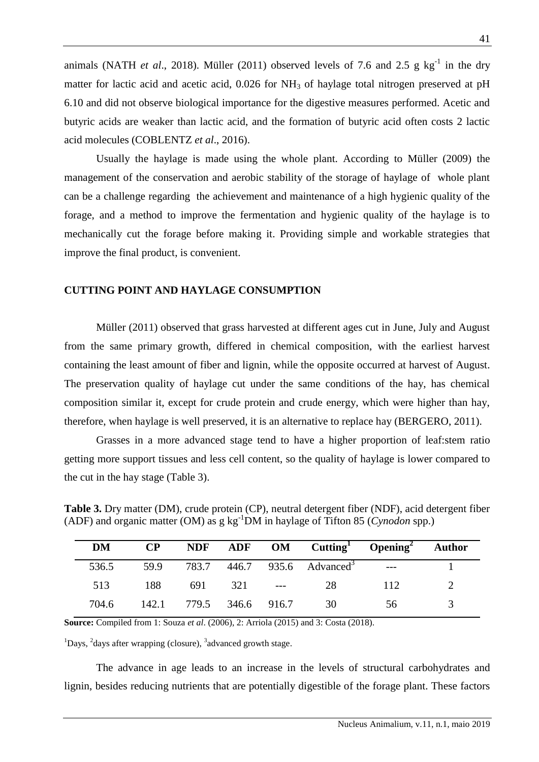animals (NATH *et al*., 2018). Müller (2011) observed levels of 7.6 and 2.5 g $kg^{-1}$ in the dry matter for lactic acid and acetic acid, 0.026 for $NH_3$ of haylage total nitrogen preserved at pH 6.10 and did not observe biological importance for the digestive measures performed. Acetic and butyric acids are weaker than lactic acid, and the formation of butyric acid often costs 2 lactic acid molecules (COBLENTZ *et al*., 2016).

Usually the haylage is made using the whole plant. According to Müller (2009) the management of the conservation and aerobic stability of the storage of haylage of whole plant can be a challenge regarding the achievement and maintenance of a high hygienic quality of the forage, and a method to improve the fermentation and hygienic quality of the haylage is to mechanically cut the forage before making it. Providing simple and workable strategies that improve the final product, is convenient.

## CUTTING POINT AND HAYLAGE CONSUMPTION

Müller (2011) observed that grass harvested at different ages cut in June, July and August from the same primary growth, differed in chemical composition, with the earliest harvest containing the least amount of fiber and lignin, while the opposite occurred at harvest of August. The preservation quality of haylage cut under the same conditions of the hay, has chemical composition similar it, except for crude protein and crude energy, which were higher than hay, therefore, when haylage is well preserved, it is an alternative to replace hay (BERGERO, 2011).

Grasses in a more advanced stage tend to have a higher proportion of leaf:stem ratio getting more support tissues and less cell content, so the quality of haylage is lower compared to the cut in the hay stage (Table 3).

**Table 3.** Dry matter (DM), crude protein (CP), neutral detergent fiber (NDF), acid detergent fiber (ADF) and organic matter (OM) as g $kg^{-1}$DM in haylage of Tifton 85 (*Cynodon* spp.)

| DM | CP | NDF | ADF | OM | Cutting[1] | Opening[2] | Author |
|---|---|---|---|---|---|---|---|
| 536.5 | 59.9 | 783.7 | 446.7 | 935.6 | Advanced[3] | --- | 1 |
| 513 | 188 | 691 | 321 | --- | 28 | 112 | 2 |
| 704.6 | 142.1 | 779.5 | 346.6 | 916.7 | 30 | 56 | 3 |

**Source:** Compiled from 1: Souza *et al*. (2006), 2: Arriola (2015) and 3: Costa (2018).

[1]Days, [2]days after wrapping (closure), [3]advanced growth stage.

The advance in age leads to an increase in the levels of structural carbohydrates and lignin, besides reducing nutrients that are potentially digestible of the forage plant. These factors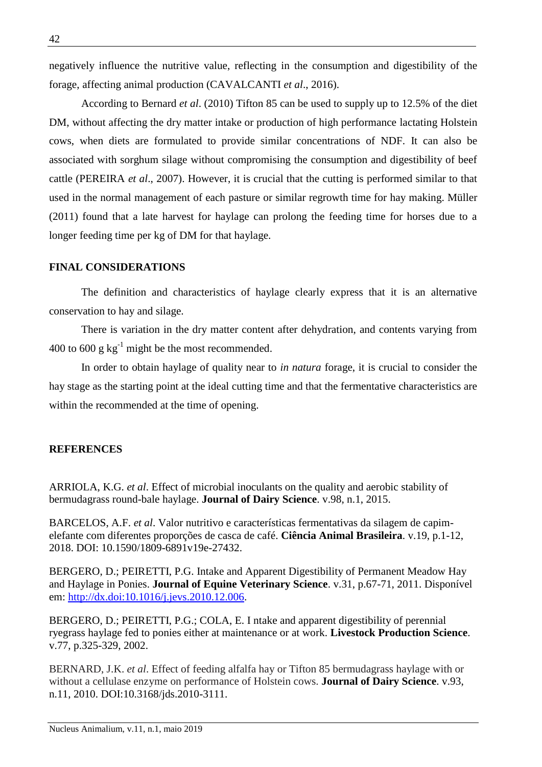negatively influence the nutritive value, reflecting in the consumption and digestibility of the forage, affecting animal production (CAVALCANTI *et al*., 2016).

According to Bernard *et al*. (2010) Tifton 85 can be used to supply up to 12.5% of the diet DM, without affecting the dry matter intake or production of high performance lactating Holstein cows, when diets are formulated to provide similar concentrations of NDF. It can also be associated with sorghum silage without compromising the consumption and digestibility of beef cattle (PEREIRA *et al*., 2007). However, it is crucial that the cutting is performed similar to that used in the normal management of each pasture or similar regrowth time for hay making. Müller (2011) found that a late harvest for haylage can prolong the feeding time for horses due to a longer feeding time per kg of DM for that haylage.

## FINAL CONSIDERATIONS

The definition and characteristics of haylage clearly express that it is an alternative conservation to hay and silage.

There is variation in the dry matter content after dehydration, and contents varying from 400 to 600 g $kg^{-1}$ might be the most recommended.

In order to obtain haylage of quality near to *in natura* forage, it is crucial to consider the hay stage as the starting point at the ideal cutting time and that the fermentative characteristics are within the recommended at the time of opening.

## REFERENCES

ARRIOLA, K.G. *et al*. Effect of microbial inoculants on the quality and aerobic stability of bermudagrass round-bale haylage. **Journal of Dairy Science**. v.98, n.1, 2015.

BARCELOS, A.F. *et al*. Valor nutritivo e características fermentativas da silagem de capim-elefante com diferentes proporções de casca de café. **Ciência Animal Brasileira**. v.19, p.1-12, 2018. DOI: 10.1590/1809-6891v19e-27432.

BERGERO, D.; PEIRETTI, P.G. Intake and Apparent Digestibility of Permanent Meadow Hay and Haylage in Ponies. **Journal of Equine Veterinary Science**. v.31, p.67-71, 2011. Disponível em: http://dx.doi:10.1016/j.jevs.2010.12.006.

BERGERO, D.; PEIRETTI, P.G.; COLA, E. I ntake and apparent digestibility of perennial ryegrass haylage fed to ponies either at maintenance or at work. **Livestock Production Science**. v.77, p.325-329, 2002.

BERNARD, J.K. *et al*. Effect of feeding alfalfa hay or Tifton 85 bermudagrass haylage with or without a cellulase enzyme on performance of Holstein cows. **Journal of Dairy Science**. v.93, n.11, 2010. DOI:10.3168/jds.2010-3111.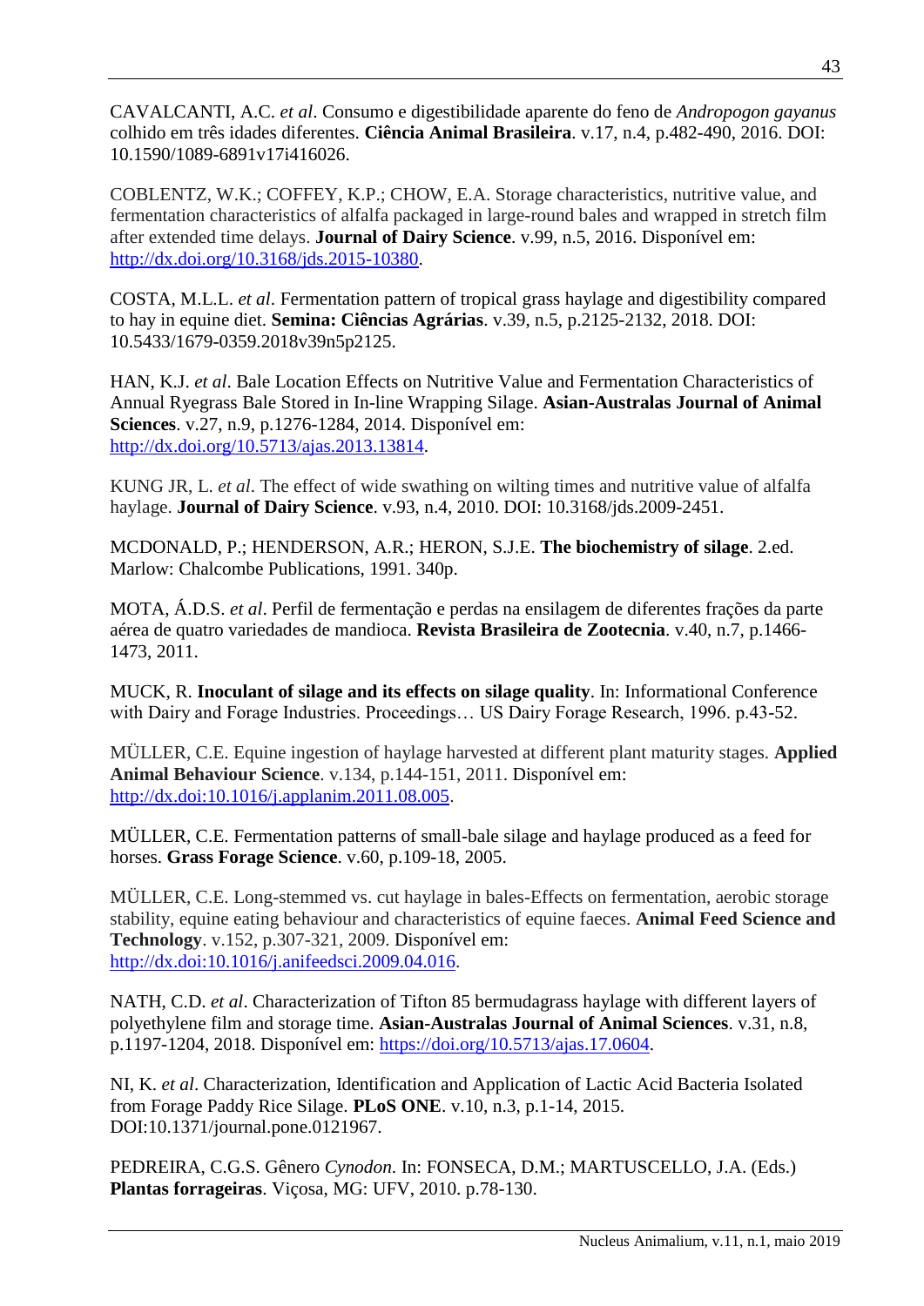CAVALCANTI, A.C. *et al*. Consumo e digestibilidade aparente do feno de *Andropogon gayanus* colhido em três idades diferentes. **Ciência Animal Brasileira**. v.17, n.4, p.482-490, 2016. DOI: 10.1590/1089-6891v17i416026.

COBLENTZ, W.K.; COFFEY, K.P.; CHOW, E.A. Storage characteristics, nutritive value, and fermentation characteristics of alfalfa packaged in large-round bales and wrapped in stretch film after extended time delays. **Journal of Dairy Science**. v.99, n.5, 2016. Disponível em: http://dx.doi.org/10.3168/jds.2015-10380.

COSTA, M.L.L. *et al*. Fermentation pattern of tropical grass haylage and digestibility compared to hay in equine diet. **Semina: Ciências Agrárias**. v.39, n.5, p.2125-2132, 2018. DOI: 10.5433/1679-0359.2018v39n5p2125.

HAN, K.J. *et al*. Bale Location Effects on Nutritive Value and Fermentation Characteristics of Annual Ryegrass Bale Stored in In-line Wrapping Silage. **Asian-Australas Journal of Animal Sciences**. v.27, n.9, p.1276-1284, 2014. Disponível em: http://dx.doi.org/10.5713/ajas.2013.13814.

KUNG JR, L. *et al*. The effect of wide swathing on wilting times and nutritive value of alfalfa haylage. **Journal of Dairy Science**. v.93, n.4, 2010. DOI: 10.3168/jds.2009-2451.

MCDONALD, P.; HENDERSON, A.R.; HERON, S.J.E. **The biochemistry of silage**. 2.ed. Marlow: Chalcombe Publications, 1991. 340p.

MOTA, Á.D.S. *et al*. Perfil de fermentação e perdas na ensilagem de diferentes frações da parte aérea de quatro variedades de mandioca. **Revista Brasileira de Zootecnia**. v.40, n.7, p.1466-1473, 2011.

MUCK, R. **Inoculant of silage and its effects on silage quality**. In: Informational Conference with Dairy and Forage Industries. Proceedings… US Dairy Forage Research, 1996. p.43-52.

MÜLLER, C.E. Equine ingestion of haylage harvested at different plant maturity stages. **Applied Animal Behaviour Science**. v.134, p.144-151, 2011. Disponível em: http://dx.doi:10.1016/j.applanim.2011.08.005.

MÜLLER, C.E. Fermentation patterns of small-bale silage and haylage produced as a feed for horses. **Grass Forage Science**. v.60, p.109-18, 2005.

MÜLLER, C.E. Long-stemmed vs. cut haylage in bales-Effects on fermentation, aerobic storage stability, equine eating behaviour and characteristics of equine faeces. **Animal Feed Science and Technology**. v.152, p.307-321, 2009. Disponível em: http://dx.doi:10.1016/j.anifeedsci.2009.04.016.

NATH, C.D. *et al*. Characterization of Tifton 85 bermudagrass haylage with different layers of polyethylene film and storage time. **Asian-Australas Journal of Animal Sciences**. v.31, n.8, p.1197-1204, 2018. Disponível em: https://doi.org/10.5713/ajas.17.0604.

NI, K. *et al*. Characterization, Identification and Application of Lactic Acid Bacteria Isolated from Forage Paddy Rice Silage. **PLoS ONE**. v.10, n.3, p.1-14, 2015. DOI:10.1371/journal.pone.0121967.

PEDREIRA, C.G.S. Gênero *Cynodon*. In: FONSECA, D.M.; MARTUSCELLO, J.A. (Eds.) **Plantas forrageiras**. Viçosa, MG: UFV, 2010. p.78-130.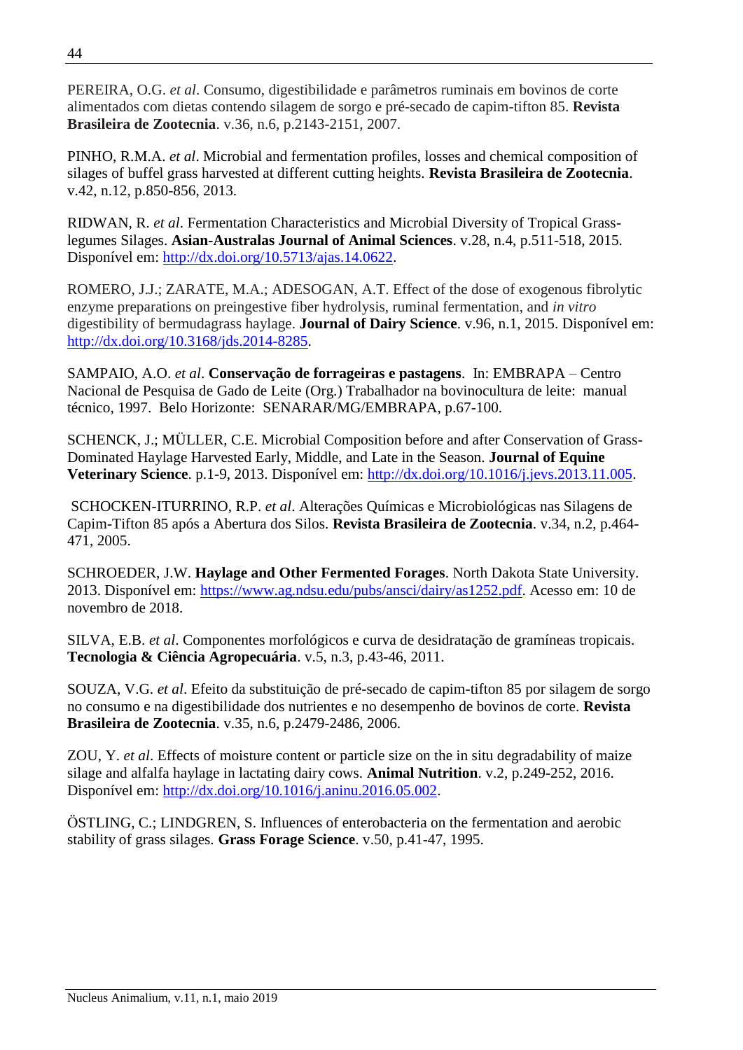PEREIRA, O.G. *et al*. Consumo, digestibilidade e parâmetros ruminais em bovinos de corte alimentados com dietas contendo silagem de sorgo e pré-secado de capim-tifton 85. **Revista Brasileira de Zootecnia**. v.36, n.6, p.2143-2151, 2007.

PINHO, R.M.A. *et al*. Microbial and fermentation profiles, losses and chemical composition of silages of buffel grass harvested at different cutting heights. **Revista Brasileira de Zootecnia**. v.42, n.12, p.850-856, 2013.

RIDWAN, R. *et al*. Fermentation Characteristics and Microbial Diversity of Tropical Grass-legumes Silages. **Asian-Australas Journal of Animal Sciences**. v.28, n.4, p.511-518, 2015. Disponível em: http://dx.doi.org/10.5713/ajas.14.0622.

ROMERO, J.J.; ZARATE, M.A.; ADESOGAN, A.T. Effect of the dose of exogenous fibrolytic enzyme preparations on preingestive fiber hydrolysis, ruminal fermentation, and *in vitro* digestibility of bermudagrass haylage. **Journal of Dairy Science**. v.96, n.1, 2015. Disponível em: http://dx.doi.org/10.3168/jds.2014-8285.

SAMPAIO, A.O. *et al*. **Conservação de forrageiras e pastagens**. In: EMBRAPA – Centro Nacional de Pesquisa de Gado de Leite (Org.) Trabalhador na bovinocultura de leite: manual técnico, 1997. Belo Horizonte: SENARAR/MG/EMBRAPA, p.67-100.

SCHENCK, J.; MÜLLER, C.E. Microbial Composition before and after Conservation of Grass-Dominated Haylage Harvested Early, Middle, and Late in the Season. **Journal of Equine Veterinary Science**. p.1-9, 2013. Disponível em: http://dx.doi.org/10.1016/j.jevs.2013.11.005.

SCHOCKEN-ITURRINO, R.P. *et al*. Alterações Químicas e Microbiológicas nas Silagens de Capim-Tifton 85 após a Abertura dos Silos. **Revista Brasileira de Zootecnia**. v.34, n.2, p.464-471, 2005.

SCHROEDER, J.W. **Haylage and Other Fermented Forages**. North Dakota State University. 2013. Disponível em: https://www.ag.ndsu.edu/pubs/ansci/dairy/as1252.pdf. Acesso em: 10 de novembro de 2018.

SILVA, E.B. *et al*. Componentes morfológicos e curva de desidratação de gramíneas tropicais. **Tecnologia & Ciência Agropecuária**. v.5, n.3, p.43-46, 2011.

SOUZA, V.G. *et al*. Efeito da substituição de pré-secado de capim-tifton 85 por silagem de sorgo no consumo e na digestibilidade dos nutrientes e no desempenho de bovinos de corte. **Revista Brasileira de Zootecnia**. v.35, n.6, p.2479-2486, 2006.

ZOU, Y. *et al*. Effects of moisture content or particle size on the in situ degradability of maize silage and alfalfa haylage in lactating dairy cows. **Animal Nutrition**. v.2, p.249-252, 2016. Disponível em: http://dx.doi.org/10.1016/j.aninu.2016.05.002.

ÖSTLING, C.; LINDGREN, S. Influences of enterobacteria on the fermentation and aerobic stability of grass silages. **Grass Forage Science**. v.50, p.41-47, 1995.